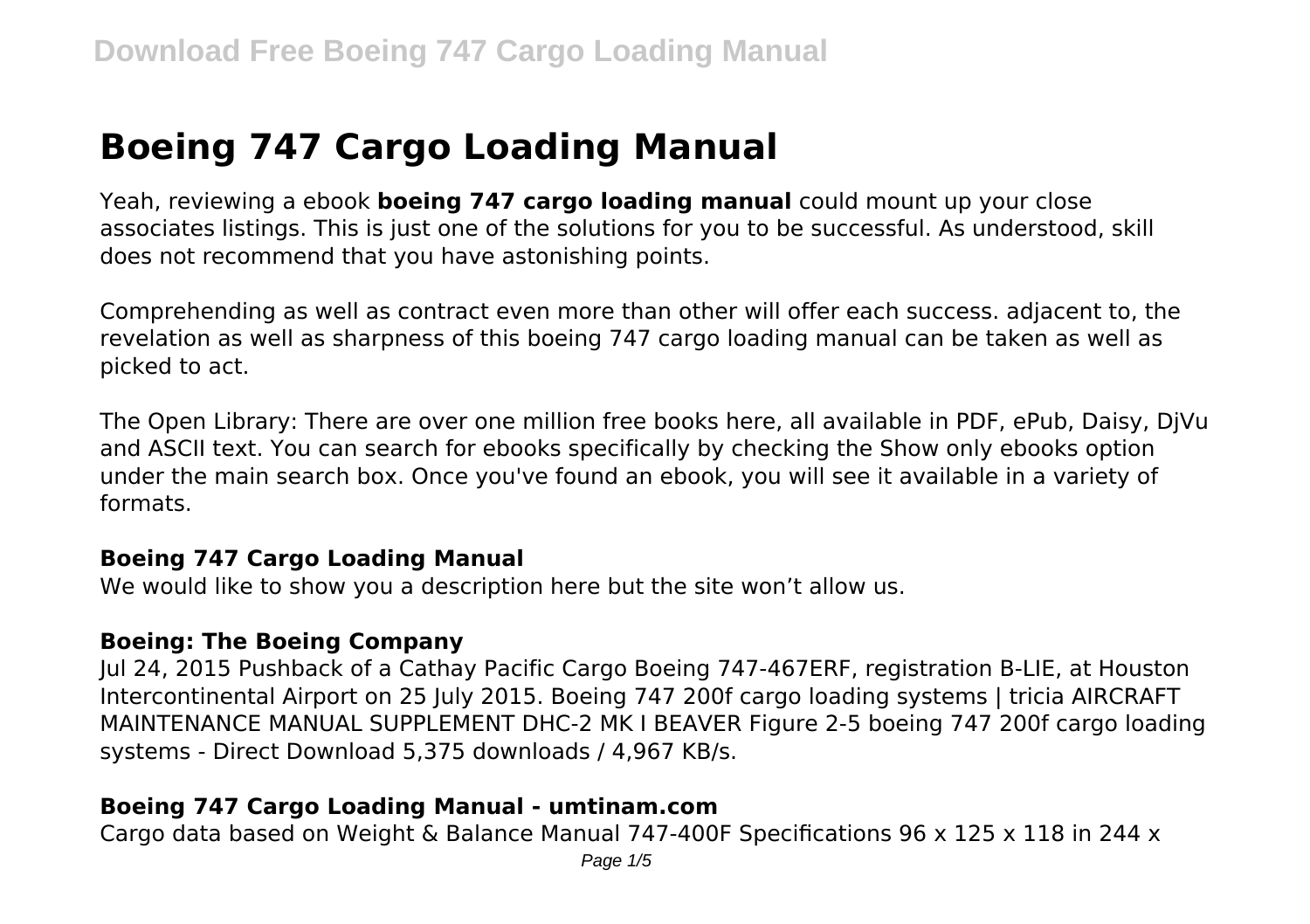# Boeing 747 Cargo Loading Manual

Yeah, reviewing a ebook **boeing 747 cargo loading manual** could mount up your close associates listings. This is just one of the solutions for you to be successful. As understood, skill does not recommend that you have astonishing points.

Comprehending as well as contract even more than other will offer each success. adjacent to, the revelation as well as sharpness of this boeing 747 cargo loading manual can be taken as well as picked to act.

The Open Library: There are over one million free books here, all available in PDF, ePub, Daisy, DjVu and ASCII text. You can search for ebooks specifically by checking the Show only ebooks option under the main search box. Once you've found an ebook, you will see it available in a variety of formats.

### Boeing 747 Cargo Loading Manual

We would like to show you a description here but the site won't allow us.

### Boeing: The Boeing Company

Jul 24, 2015 Pushback of a Cathay Pacific Cargo Boeing 747-467ERF, registration B-LIE, at Houston Intercontinental Airport on 25 July 2015. Boeing 747 200f cargo loading systems | tricia AIRCRAFT MAINTENANCE MANUAL SUPPLEMENT DHC-2 MK I BEAVER Figure 2-5 boeing 747 200f cargo loading systems - Direct Download 5,375 downloads / 4,967 KB/s.

### Boeing 747 Cargo Loading Manual - umtinam.com

Cargo data based on Weight & Balance Manual 747-400F Specifications 96 x 125 x 118 in 244 x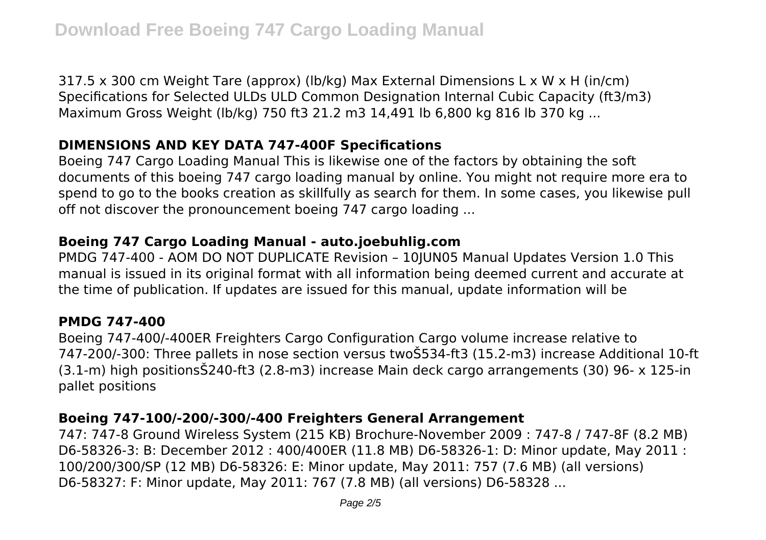317.5 x 300 cm Weight Tare (approx) (lb/kg) Max External Dimensions L x W x H (in/cm) Specifications for Selected ULDs ULD Common Designation Internal Cubic Capacity (ft3/m3) Maximum Gross Weight (lb/kg) 750 ft3 21.2 m3 14,491 lb 6,800 kg 816 lb 370 kg ...

### DIMENSIONS AND KEY DATA 747-400F Specifications

Boeing 747 Cargo Loading Manual This is likewise one of the factors by obtaining the soft documents of this boeing 747 cargo loading manual by online. You might not require more era to spend to go to the books creation as skillfully as search for them. In some cases, you likewise pull off not discover the pronouncement boeing 747 cargo loading ...

### Boeing 747 Cargo Loading Manual - auto.joebuhlig.com

PMDG 747-400 - AOM DO NOT DUPLICATE Revision – 10JUN05 Manual Updates Version 1.0 This manual is issued in its original format with all information being deemed current and accurate at the time of publication. If updates are issued for this manual, update information will be

### PMDG 747-400

Boeing 747-400/-400ER Freighters Cargo Configuration Cargo volume increase relative to 747-200/-300: Three pallets in nose section versus twoŠ534-ft3 (15.2-m3) increase Additional 10-ft (3.1-m) high positionsŠ240-ft3 (2.8-m3) increase Main deck cargo arrangements (30) 96- x 125-in pallet positions

### Boeing 747-100/-200/-300/-400 Freighters General Arrangement

747: 747-8 Ground Wireless System (215 KB) Brochure-November 2009 : 747-8 / 747-8F (8.2 MB) D6-58326-3: B: December 2012 : 400/400ER (11.8 MB) D6-58326-1: D: Minor update, May 2011 : 100/200/300/SP (12 MB) D6-58326: E: Minor update, May 2011: 757 (7.6 MB) (all versions) D6-58327: F: Minor update, May 2011: 767 (7.8 MB) (all versions) D6-58328 ...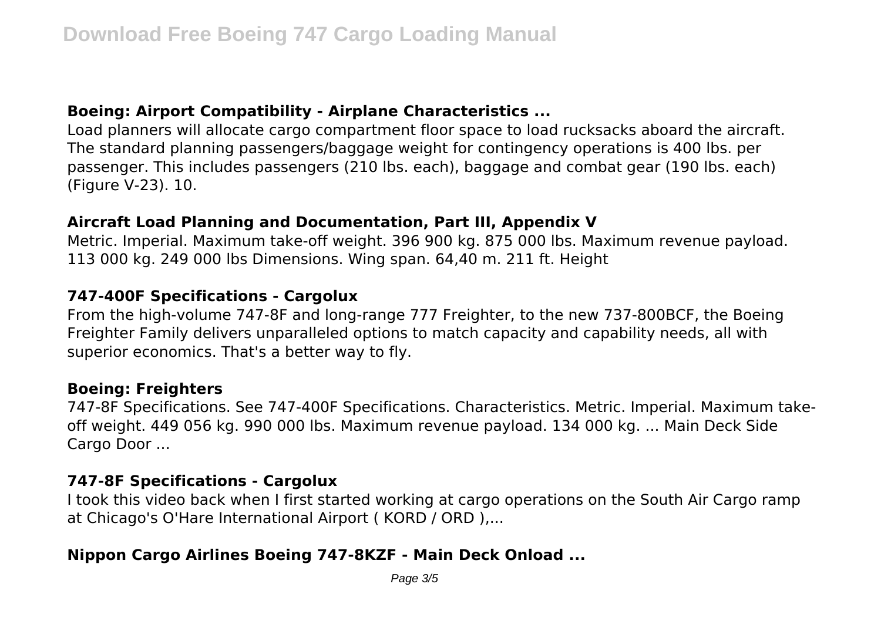### Boeing: Airport Compatibility - Airplane Characteristics ...

Load planners will allocate cargo compartment floor space to load rucksacks aboard the aircraft. The standard planning passengers/baggage weight for contingency operations is 400 lbs. per passenger. This includes passengers (210 lbs. each), baggage and combat gear (190 lbs. each) (Figure V-23). 10.

### Aircraft Load Planning and Documentation, Part III, Appendix V

Metric. Imperial. Maximum take-off weight. 396 900 kg. 875 000 lbs. Maximum revenue payload. 113 000 kg. 249 000 lbs Dimensions. Wing span. 64,40 m. 211 ft. Height

### 747-400F Specifications - Cargolux

From the high-volume 747-8F and long-range 777 Freighter, to the new 737-800BCF, the Boeing Freighter Family delivers unparalleled options to match capacity and capability needs, all with superior economics. That's a better way to fly.

### Boeing: Freighters

747-8F Specifications. See 747-400F Specifications. Characteristics. Metric. Imperial. Maximum take-off weight. 449 056 kg. 990 000 lbs. Maximum revenue payload. 134 000 kg. ... Main Deck Side Cargo Door ...

### 747-8F Specifications - Cargolux

I took this video back when I first started working at cargo operations on the South Air Cargo ramp at Chicago's O'Hare International Airport ( KORD / ORD ),...

### Nippon Cargo Airlines Boeing 747-8KZF - Main Deck Onload ...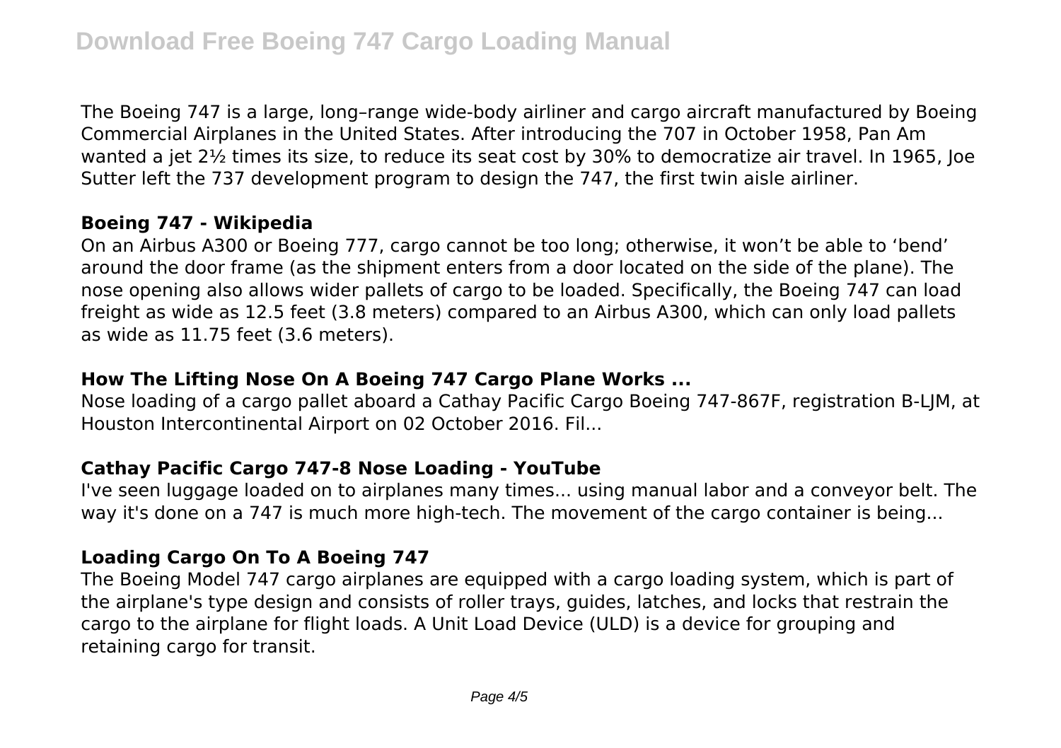The Boeing 747 is a large, long–range wide-body airliner and cargo aircraft manufactured by Boeing Commercial Airplanes in the United States. After introducing the 707 in October 1958, Pan Am wanted a jet 2½ times its size, to reduce its seat cost by 30% to democratize air travel. In 1965, Joe Sutter left the 737 development program to design the 747, the first twin aisle airliner.

### Boeing 747 - Wikipedia

On an Airbus A300 or Boeing 777, cargo cannot be too long; otherwise, it won't be able to 'bend' around the door frame (as the shipment enters from a door located on the side of the plane). The nose opening also allows wider pallets of cargo to be loaded. Specifically, the Boeing 747 can load freight as wide as 12.5 feet (3.8 meters) compared to an Airbus A300, which can only load pallets as wide as 11.75 feet (3.6 meters).

### How The Lifting Nose On A Boeing 747 Cargo Plane Works ...

Nose loading of a cargo pallet aboard a Cathay Pacific Cargo Boeing 747-867F, registration B-LJM, at Houston Intercontinental Airport on 02 October 2016. Fil...

### Cathay Pacific Cargo 747-8 Nose Loading - YouTube

I've seen luggage loaded on to airplanes many times... using manual labor and a conveyor belt. The way it's done on a 747 is much more high-tech. The movement of the cargo container is being...

### Loading Cargo On To A Boeing 747

The Boeing Model 747 cargo airplanes are equipped with a cargo loading system, which is part of the airplane's type design and consists of roller trays, guides, latches, and locks that restrain the cargo to the airplane for flight loads. A Unit Load Device (ULD) is a device for grouping and retaining cargo for transit.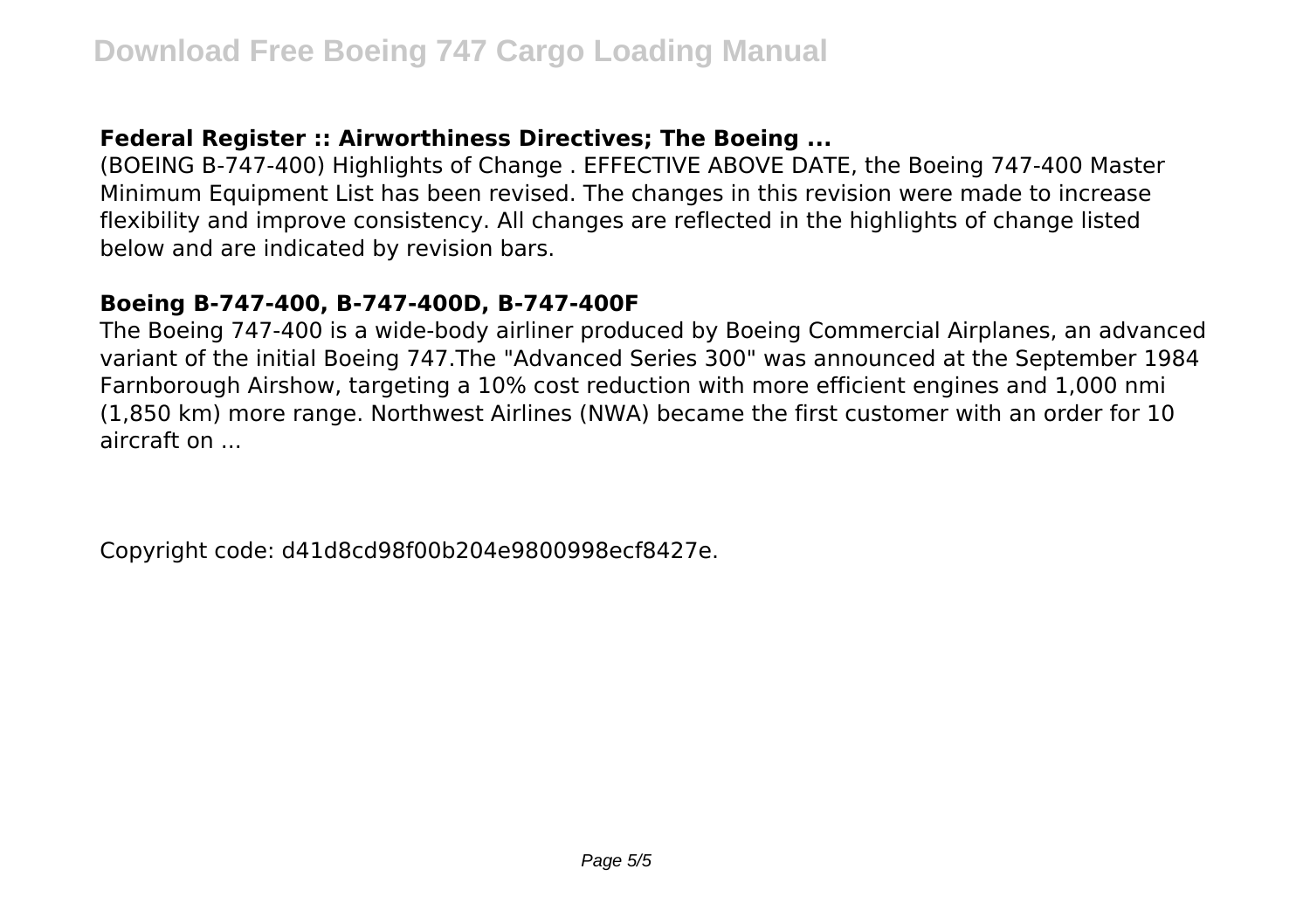**Federal Register :: Airworthiness Directives; The Boeing ...**

(BOEING B-747-400) Highlights of Change . EFFECTIVE ABOVE DATE, the Boeing 747-400 Master Minimum Equipment List has been revised. The changes in this revision were made to increase flexibility and improve consistency. All changes are reflected in the highlights of change listed below and are indicated by revision bars.

**Boeing B-747-400, B-747-400D, B-747-400F**

The Boeing 747-400 is a wide-body airliner produced by Boeing Commercial Airplanes, an advanced variant of the initial Boeing 747.The "Advanced Series 300" was announced at the September 1984 Farnborough Airshow, targeting a 10% cost reduction with more efficient engines and 1,000 nmi (1,850 km) more range. Northwest Airlines (NWA) became the first customer with an order for 10 aircraft on ...

Copyright code: d41d8cd98f00b204e9800998ecf8427e.